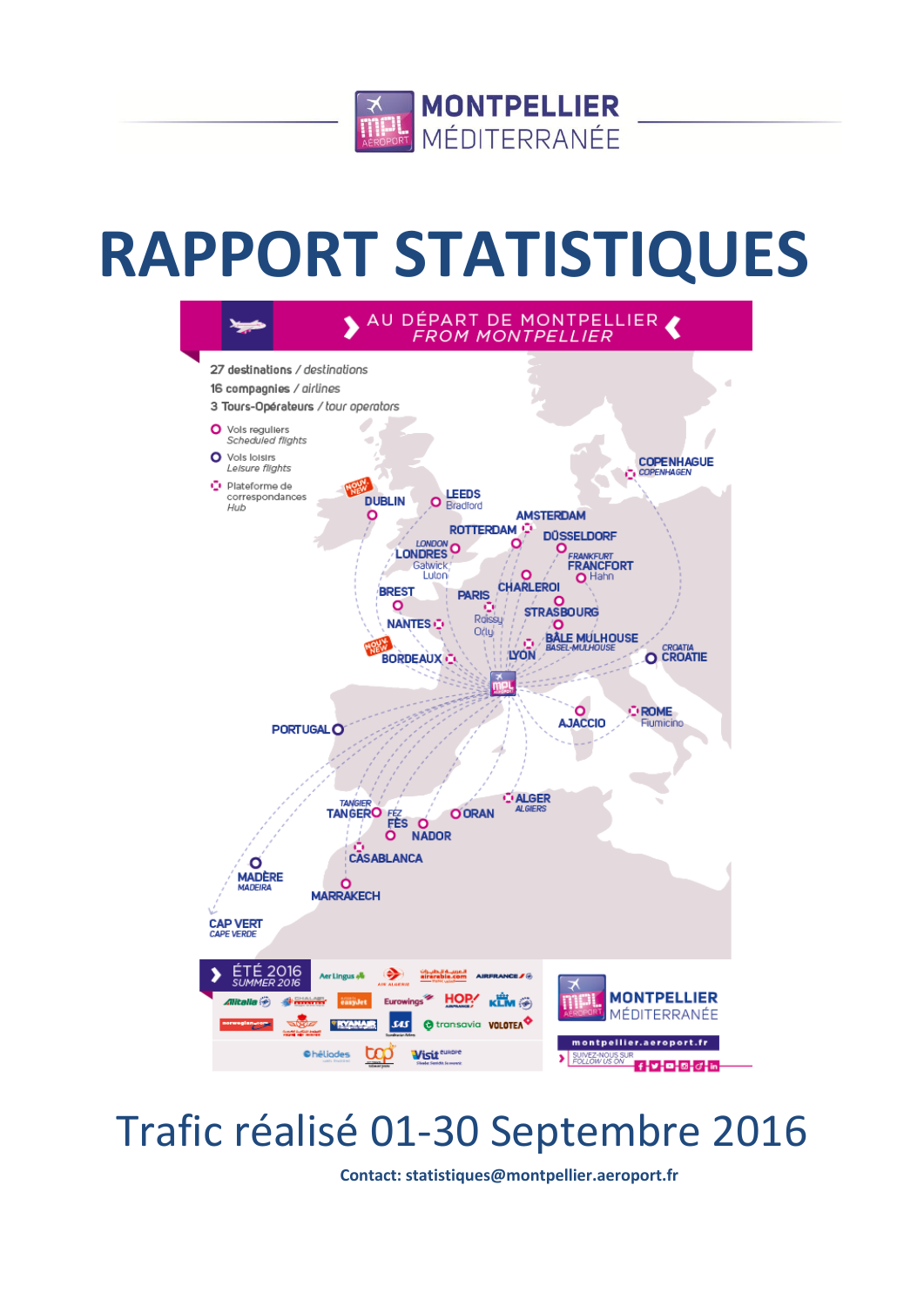MONTPELLIER MÉDITERRANÉE

# RAPPORT STATISTIQUES

AU DÉPART DE MONTPELLIER
*FROM MONTPELLIER*

27 destinations / *destinations*
16 compagnies / *airlines*
3 Tours-Opérateurs / *tour operators*

- Vols reguliers *Scheduled flights*
- Vols loisirs *Leisure flights*
- Plateforme de correspondances *Hub*

COPENHAGUE *COPENHAGEN*, DUBLIN (NOUV. NEW), LEEDS Bradford, AMSTERDAM, ROTTERDAM, DÜSSELDORF, LONDRES *LONDON* Gatwick Luton, FRANCFORT *FRANKFURT* Hahn, CHARLEROI, BREST, PARIS Roissy Orly, STRASBOURG, NANTES, BÂLE MULHOUSE *BASEL-MULHOUSE*, BORDEAUX (NOUV. NEW), LYON, CROATIE *CROATIA*, PORTUGAL, AJACCIO, ROME Fiumicino, ALGER *ALGIERS*, TANGER *TANGIER*, FÈS *FEZ*, ORAN, NADOR, CASABLANCA, MADÈRE *MADEIRA*, MARRAKECH, CAP VERT *CAPE VERDE*

ÉTÉ 2016 *SUMMER 2016*

montpellier.aeroport.fr
SUIVEZ-NOUS SUR *FOLLOW US ON*

# Trafic réalisé 01-30 Septembre 2016

**Contact: statistiques@montpellier.aeroport.fr**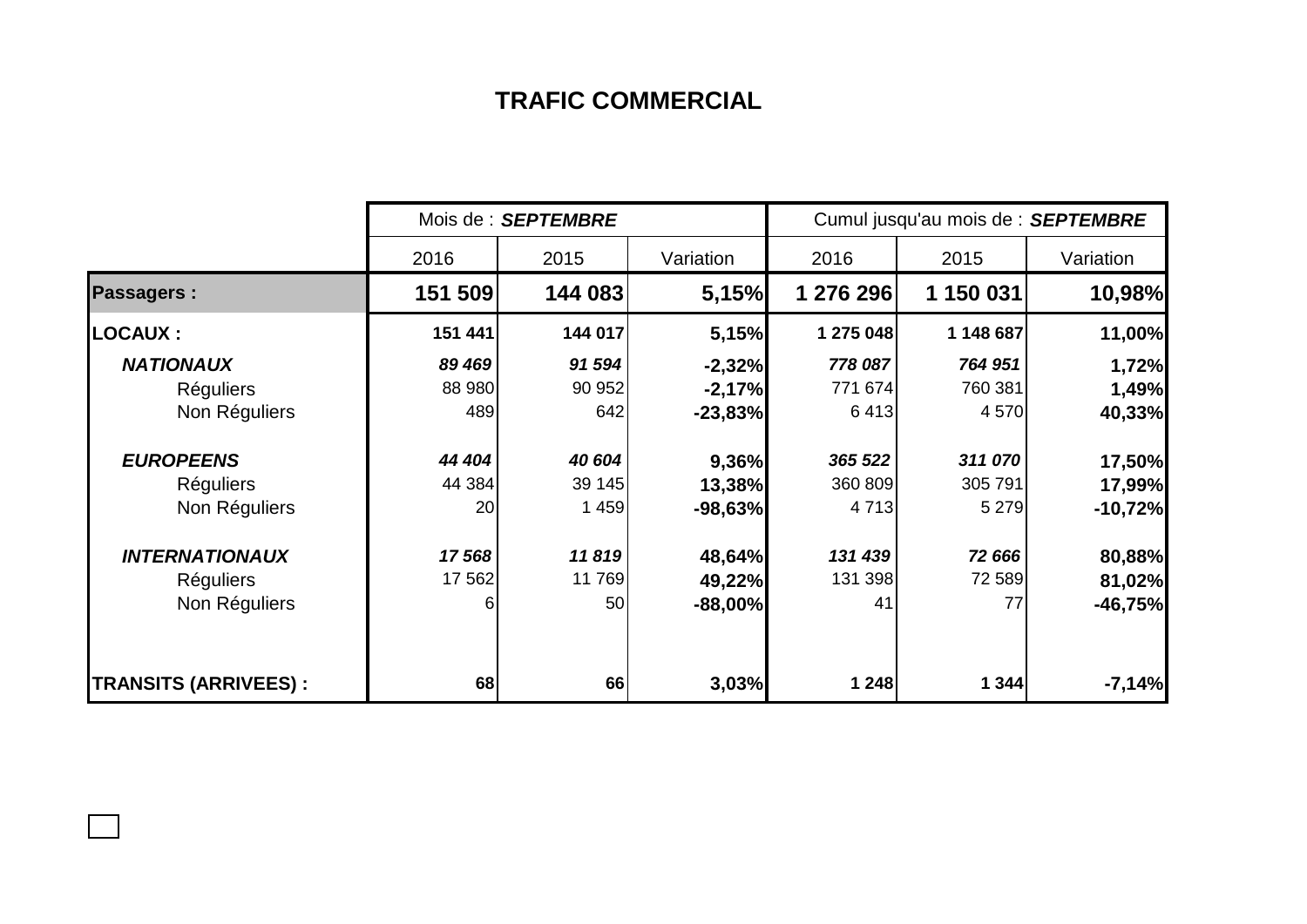# TRAFIC COMMERCIAL

| | Mois de : ***SEPTEMBRE*** | | | Cumul jusqu'au mois de : ***SEPTEMBRE*** | | |
|---|---|---|---|---|---|---|
| | 2016 | 2015 | Variation | 2016 | 2015 | Variation |
| **Passagers :** | **151 509** | **144 083** | **5,15%** | **1 276 296** | **1 150 031** | **10,98%** |
| **LOCAUX :** | **151 441** | **144 017** | **5,15%** | **1 275 048** | **1 148 687** | **11,00%** |
| ***NATIONAUX*** | ***89 469*** | ***91 594*** | **-2,32%** | ***778 087*** | ***764 951*** | **1,72%** |
| Réguliers | 88 980 | 90 952 | **-2,17%** | 771 674 | 760 381 | **1,49%** |
| Non Réguliers | 489 | 642 | **-23,83%** | 6 413 | 4 570 | **40,33%** |
| ***EUROPEENS*** | ***44 404*** | ***40 604*** | **9,36%** | ***365 522*** | ***311 070*** | **17,50%** |
| Réguliers | 44 384 | 39 145 | **13,38%** | 360 809 | 305 791 | **17,99%** |
| Non Réguliers | 20 | 1 459 | **-98,63%** | 4 713 | 5 279 | **-10,72%** |
| ***INTERNATIONAUX*** | ***17 568*** | ***11 819*** | **48,64%** | ***131 439*** | ***72 666*** | **80,88%** |
| Réguliers | 17 562 | 11 769 | **49,22%** | 131 398 | 72 589 | **81,02%** |
| Non Réguliers | 6 | 50 | **-88,00%** | 41 | 77 | **-46,75%** |
| **TRANSITS (ARRIVEES) :** | **68** | **66** | **3,03%** | **1 248** | **1 344** | **-7,14%** |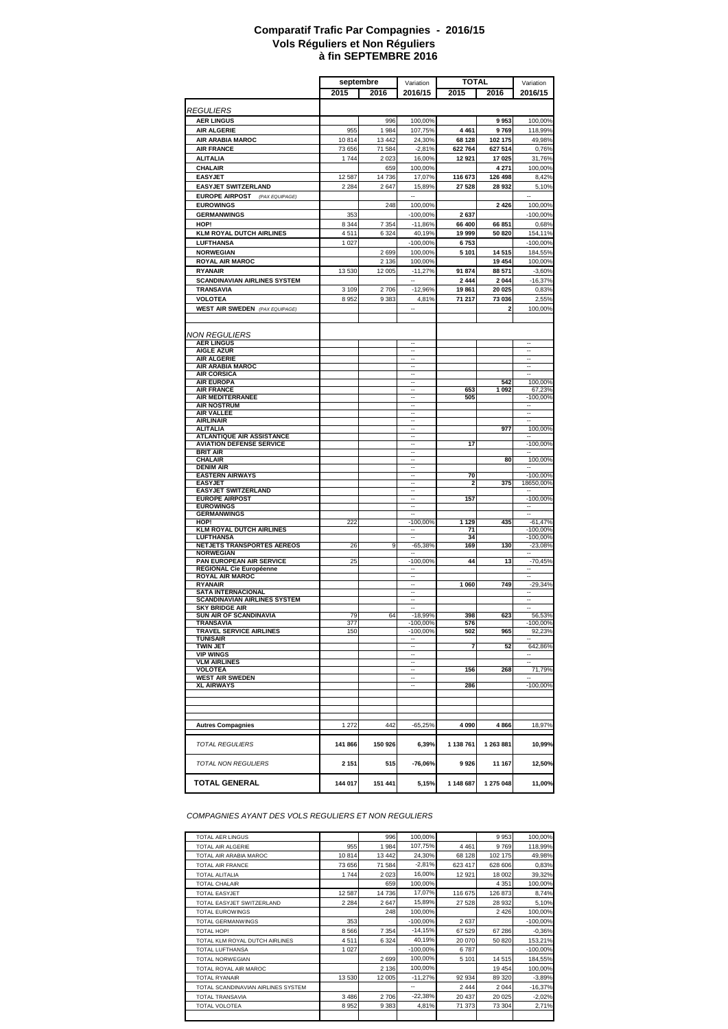# Comparatif Trafic Par Compagnies - 2016/15
## Vols Réguliers et Non Réguliers
## à fin SEPTEMBRE 2016

| | septembre | | Variation | TOTAL | | Variation |
|---|---|---|---|---|---|---|
| | 2015 | 2016 | 2016/15 | 2015 | 2016 | 2016/15 |
| *REGULIERS* | | | | | | |
| **AER LINGUS** | | 996 | 100,00% | | **9 953** | 100,00% |
| **AIR ALGERIE** | 955 | 1 984 | 107,75% | **4 461** | **9 769** | 118,99% |
| **AIR ARABIA MAROC** | 10 814 | 13 442 | 24,30% | **68 128** | **102 175** | 49,98% |
| **AIR FRANCE** | 73 656 | 71 584 | -2,81% | **622 764** | **627 514** | 0,76% |
| **ALITALIA** | 1 744 | 2 023 | 16,00% | **12 921** | **17 025** | 31,76% |
| **CHALAIR** | | 659 | 100,00% | | **4 271** | 100,00% |
| **EASYJET** | 12 587 | 14 736 | 17,07% | **116 673** | **126 498** | 8,42% |
| **EASYJET SWITZERLAND** | 2 284 | 2 647 | 15,89% | **27 528** | **28 932** | 5,10% |
| **EUROPE AIRPOST** *(PAX EQUIPAGE)* | | | -- | | | -- |
| **EUROWINGS** | | 248 | 100,00% | | **2 426** | 100,00% |
| **GERMANWINGS** | 353 | | -100,00% | **2 637** | | -100,00% |
| **HOP!** | 8 344 | 7 354 | -11,86% | **66 400** | **66 851** | 0,68% |
| **KLM ROYAL DUTCH AIRLINES** | 4 511 | 6 324 | 40,19% | **19 999** | **50 820** | 154,11% |
| **LUFTHANSA** | 1 027 | | -100,00% | **6 753** | | -100,00% |
| **NORWEGIAN** | | 2 699 | 100,00% | **5 101** | **14 515** | 184,55% |
| **ROYAL AIR MAROC** | | 2 136 | 100,00% | | **19 454** | 100,00% |
| **RYANAIR** | 13 530 | 12 005 | -11,27% | **91 874** | **88 571** | -3,60% |
| **SCANDINAVIAN AIRLINES SYSTEM** | | | -- | **2 444** | **2 044** | -16,37% |
| **TRANSAVIA** | 3 109 | 2 706 | -12,96% | **19 861** | **20 025** | 0,83% |
| **VOLOTEA** | 8 952 | 9 383 | 4,81% | **71 217** | **73 036** | 2,55% |
| **WEST AIR SWEDEN** *(PAX EQUIPAGE)* | | | -- | | **2** | 100,00% |
| *NON REGULIERS* | | | | | | |
| **AER LINGUS** | | | -- | | | -- |
| **AIGLE AZUR** | | | -- | | | -- |
| **AIR ALGERIE** | | | -- | | | -- |
| **AIR ARABIA MAROC** | | | -- | | | -- |
| **AIR CORSICA** | | | -- | | | -- |
| **AIR EUROPA** | | | -- | | **542** | 100,00% |
| **AIR FRANCE** | | | -- | **653** | **1 092** | 67,23% |
| **AIR MEDITERRANEE** | | | -- | **505** | | -100,00% |
| **AIR NOSTRUM** | | | -- | | | -- |
| **AIR VALLEE** | | | -- | | | -- |
| **AIRLINAIR** | | | -- | | | -- |
| **ALITALIA** | | | -- | | **977** | 100,00% |
| **ATLANTIQUE AIR ASSISTANCE** | | | -- | | | -- |
| **AVIATION DEFENSE SERVICE** | | | -- | **17** | | -100,00% |
| **BRIT AIR** | | | -- | | | -- |
| **CHALAIR** | | | -- | | **80** | 100,00% |
| **DENIM AIR** | | | -- | | | -- |
| **EASTERN AIRWAYS** | | | -- | **70** | | -100,00% |
| **EASYJET** | | | -- | **2** | **375** | 18650,00% |
| **EASYJET SWITZERLAND** | | | -- | | | -- |
| **EUROPE AIRPOST** | | | -- | **157** | | -100,00% |
| **EUROWINGS** | | | -- | | | -- |
| **GERMANWINGS** | | | -- | | | -- |
| **HOP!** | 222 | | -100,00% | **1 129** | **435** | -61,47% |
| **KLM ROYAL DUTCH AIRLINES** | | | -- | **71** | | -100,00% |
| **LUFTHANSA** | | | -- | **34** | | -100,00% |
| **NETJETS TRANSPORTES AEREOS** | 26 | 9 | -65,38% | **169** | **130** | -23,08% |
| **NORWEGIAN** | | | -- | | | -- |
| **PAN EUROPEAN AIR SERVICE** | 25 | | -100,00% | **44** | **13** | -70,45% |
| **REGIONAL Cie Européenne** | | | -- | | | -- |
| **ROYAL AIR MAROC** | | | -- | | | -- |
| **RYANAIR** | | | -- | **1 060** | **749** | -29,34% |
| **SATA INTERNACIONAL** | | | -- | | | -- |
| **SCANDINAVIAN AIRLINES SYSTEM** | | | -- | | | -- |
| **SKY BRIDGE AIR** | | | -- | | | -- |
| **SUN AIR OF SCANDINAVIA** | 79 | 64 | -18,99% | **398** | **623** | 56,53% |
| **TRANSAVIA** | 377 | | -100,00% | **576** | | -100,00% |
| **TRAVEL SERVICE AIRLINES** | 150 | | -100,00% | **502** | **965** | 92,23% |
| **TUNISAIR** | | | -- | | | -- |
| **TWIN JET** | | | -- | **7** | **52** | 642,86% |
| **VIP WINGS** | | | -- | | | -- |
| **VLM AIRLINES** | | | -- | | | -- |
| **VOLOTEA** | | | -- | **156** | **268** | 71,79% |
| **WEST AIR SWEDEN** | | | -- | | | -- |
| **XL AIRWAYS** | | | -- | **286** | | -100,00% |
| **Autres Compagnies** | 1 272 | 442 | -65,25% | **4 090** | **4 866** | 18,97% |
| *TOTAL REGULIERS* | **141 866** | **150 926** | **6,39%** | **1 138 761** | **1 263 881** | **10,99%** |
| *TOTAL NON REGULIERS* | **2 151** | **515** | **-76,06%** | **9 926** | **11 167** | **12,50%** |
| **TOTAL GENERAL** | **144 017** | **151 441** | **5,15%** | **1 148 687** | **1 275 048** | **11,00%** |

*COMPAGNIES AYANT DES VOLS REGULIERS ET NON REGULIERS*

| | | | | | | |
|---|---|---|---|---|---|---|
| TOTAL AER LINGUS | | 996 | 100,00% | | 9 953 | 100,00% |
| TOTAL AIR ALGERIE | 955 | 1 984 | 107,75% | 4 461 | 9 769 | 118,99% |
| TOTAL AIR ARABIA MAROC | 10 814 | 13 442 | 24,30% | 68 128 | 102 175 | 49,98% |
| TOTAL AIR FRANCE | 73 656 | 71 584 | -2,81% | 623 417 | 628 606 | 0,83% |
| TOTAL ALITALIA | 1 744 | 2 023 | 16,00% | 12 921 | 18 002 | 39,32% |
| TOTAL CHALAIR | | 659 | 100,00% | | 4 351 | 100,00% |
| TOTAL EASYJET | 12 587 | 14 736 | 17,07% | 116 675 | 126 873 | 8,74% |
| TOTAL EASYJET SWITZERLAND | 2 284 | 2 647 | 15,89% | 27 528 | 28 932 | 5,10% |
| TOTAL EUROWINGS | | 248 | 100,00% | | 2 426 | 100,00% |
| TOTAL GERMANWINGS | 353 | | -100,00% | 2 637 | | -100,00% |
| TOTAL HOP! | 8 566 | 7 354 | -14,15% | 67 529 | 67 286 | -0,36% |
| TOTAL KLM ROYAL DUTCH AIRLINES | 4 511 | 6 324 | 40,19% | 20 070 | 50 820 | 153,21% |
| TOTAL LUFTHANSA | 1 027 | | -100,00% | 6 787 | | -100,00% |
| TOTAL NORWEGIAN | | 2 699 | 100,00% | 5 101 | 14 515 | 184,55% |
| TOTAL ROYAL AIR MAROC | | 2 136 | 100,00% | | 19 454 | 100,00% |
| TOTAL RYANAIR | 13 530 | 12 005 | -11,27% | 92 934 | 89 320 | -3,89% |
| TOTAL SCANDINAVIAN AIRLINES SYSTEM | | | -- | 2 444 | 2 044 | -16,37% |
| TOTAL TRANSAVIA | 3 486 | 2 706 | -22,38% | 20 437 | 20 025 | -2,02% |
| TOTAL VOLOTEA | 8 952 | 9 383 | 4,81% | 71 373 | 73 304 | 2,71% |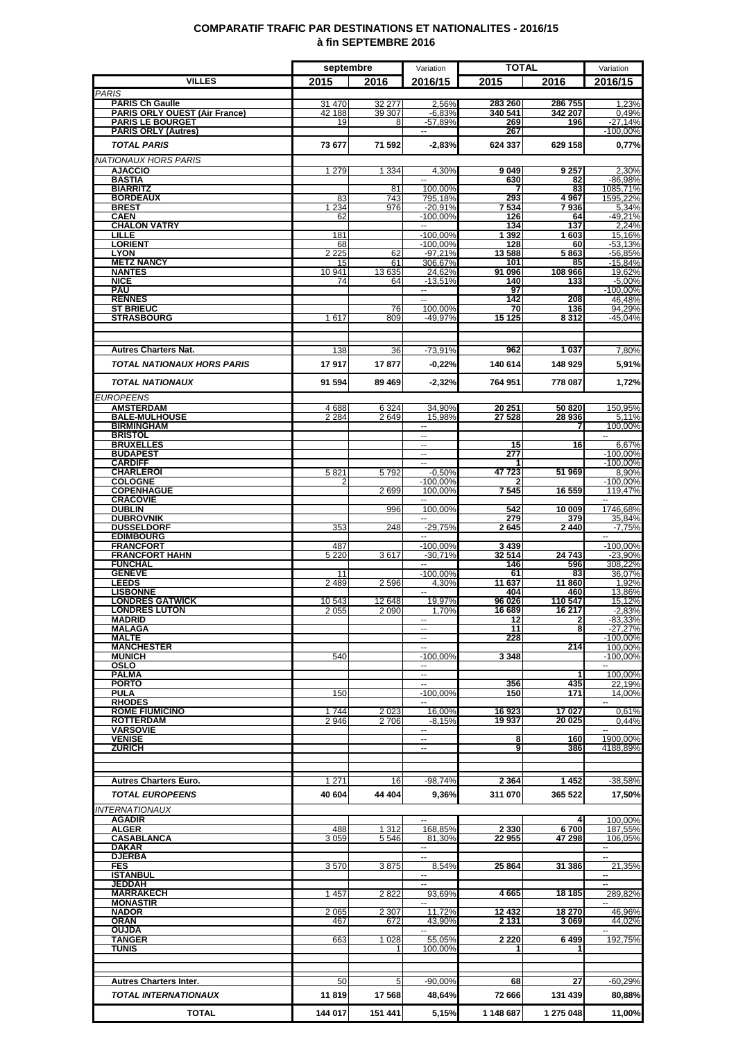# COMPARATIF TRAFIC PAR DESTINATIONS ET NATIONALITES - 2016/15
## à fin SEPTEMBRE 2016

| VILLES | septembre 2015 | septembre 2016 | Variation 2016/15 | TOTAL 2015 | TOTAL 2016 | Variation 2016/15 |
|---|---|---|---|---|---|---|
| *PARIS* | | | | | | |
| **PARIS Ch Gaulle** | 31 470 | 32 277 | 2,56% | 283 260 | 286 755 | 1,23% |
| **PARIS ORLY OUEST (Air France)** | 42 188 | 39 307 | -6,83% | 340 541 | 342 207 | 0,49% |
| **PARIS LE BOURGET** | 19 | 8 | -57,89% | 269 | 196 | -27,14% |
| **PARIS ORLY (Autres)** | | | -- | 267 | | -100,00% |
| ***TOTAL PARIS*** | **73 677** | **71 592** | **-2,83%** | **624 337** | **629 158** | **0,77%** |
| *NATIONAUX HORS PARIS* | | | | | | |
| **AJACCIO** | 1 279 | 1 334 | 4,30% | 9 049 | 9 257 | 2,30% |
| **BASTIA** | | | -- | 630 | 82 | -86,98% |
| **BIARRITZ** | | 81 | 100,00% | 7 | 83 | 1085,71% |
| **BORDEAUX** | 83 | 743 | 795,18% | 293 | 4 967 | 1595,22% |
| **BREST** | 1 234 | 976 | -20,91% | 7 534 | 7 936 | 5,34% |
| **CAEN** | 62 | | -100,00% | 126 | 64 | -49,21% |
| **CHALON VATRY** | | | -- | 134 | 137 | 2,24% |
| **LILLE** | 181 | | -100,00% | 1 392 | 1 603 | 15,16% |
| **LORIENT** | 68 | | -100,00% | 128 | 60 | -53,13% |
| **LYON** | 2 225 | 62 | -97,21% | 13 588 | 5 863 | -56,85% |
| **METZ NANCY** | 15 | 61 | 306,67% | 101 | 85 | -15,84% |
| **NANTES** | 10 941 | 13 635 | 24,62% | 91 096 | 108 966 | 19,62% |
| **NICE** | 74 | 64 | -13,51% | 140 | 133 | -5,00% |
| **PAU** | | | -- | 97 | | -100,00% |
| **RENNES** | | | -- | 142 | 208 | 46,48% |
| **ST BRIEUC** | | 76 | 100,00% | 70 | 136 | 94,29% |
| **STRASBOURG** | 1 617 | 809 | -49,97% | 15 125 | 8 312 | -45,04% |
| **Autres Charters Nat.** | 138 | 36 | -73,91% | 962 | 1 037 | 7,80% |
| ***TOTAL NATIONAUX HORS PARIS*** | **17 917** | **17 877** | **-0,22%** | **140 614** | **148 929** | **5,91%** |
| ***TOTAL NATIONAUX*** | **91 594** | **89 469** | **-2,32%** | **764 951** | **778 087** | **1,72%** |
| *EUROPEENS* | | | | | | |
| **AMSTERDAM** | 4 688 | 6 324 | 34,90% | 20 251 | 50 820 | 150,95% |
| **BALE-MULHOUSE** | 2 284 | 2 649 | 15,98% | 27 528 | 28 936 | 5,11% |
| **BIRMINGHAM** | | | -- | | 7 | 100,00% |
| **BRISTOL** | | | -- | | | -- |
| **BRUXELLES** | | | -- | 15 | 16 | 6,67% |
| **BUDAPEST** | | | -- | 277 | | -100,00% |
| **CARDIFF** | | | -- | 1 | | -100,00% |
| **CHARLEROI** | 5 821 | 5 792 | -0,50% | 47 723 | 51 969 | 8,90% |
| **COLOGNE** | 2 | | -100,00% | 2 | | -100,00% |
| **COPENHAGUE** | | 2 699 | 100,00% | 7 545 | 16 559 | 119,47% |
| **CRACOVIE** | | | -- | | | -- |
| **DUBLIN** | | 996 | 100,00% | 542 | 10 009 | 1746,68% |
| **DUBROVNIK** | | | -- | 279 | 379 | 35,84% |
| **DUSSELDORF** | 353 | 248 | -29,75% | 2 645 | 2 440 | -7,75% |
| **EDIMBOURG** | | | -- | | | -- |
| **FRANCFORT** | 487 | | -100,00% | 3 439 | | -100,00% |
| **FRANCFORT HAHN** | 5 220 | 3 617 | -30,71% | 32 514 | 24 743 | -23,90% |
| **FUNCHAL** | | | -- | 146 | 596 | 308,22% |
| **GENEVE** | 11 | | -100,00% | 61 | 83 | 36,07% |
| **LEEDS** | 2 489 | 2 596 | 4,30% | 11 637 | 11 860 | 1,92% |
| **LISBONNE** | | | -- | 404 | 460 | 13,86% |
| **LONDRES GATWICK** | 10 543 | 12 648 | 19,97% | 96 026 | 110 547 | 15,12% |
| **LONDRES LUTON** | 2 055 | 2 090 | 1,70% | 16 689 | 16 217 | -2,83% |
| **MADRID** | | | -- | 12 | 2 | -83,33% |
| **MALAGA** | | | -- | 11 | 8 | -27,27% |
| **MALTE** | | | -- | 228 | | -100,00% |
| **MANCHESTER** | | | -- | | 214 | 100,00% |
| **MUNICH** | 540 | | -100,00% | 3 348 | | -100,00% |
| **OSLO** | | | -- | | | -- |
| **PALMA** | | | -- | | 1 | 100,00% |
| **PORTO** | | | -- | 356 | 435 | 22,19% |
| **PULA** | 150 | | -100,00% | 150 | 171 | 14,00% |
| **RHODES** | | | -- | | | -- |
| **ROME FIUMICINO** | 1 744 | 2 023 | 16,00% | 16 923 | 17 027 | 0,61% |
| **ROTTERDAM** | 2 946 | 2 706 | -8,15% | 19 937 | 20 025 | 0,44% |
| **VARSOVIE** | | | -- | | | -- |
| **VENISE** | | | -- | 8 | 160 | 1900,00% |
| **ZURICH** | | | -- | 9 | 386 | 4188,89% |
| **Autres Charters Euro.** | 1 271 | 16 | -98,74% | 2 364 | 1 452 | -38,58% |
| ***TOTAL EUROPEENS*** | **40 604** | **44 404** | **9,36%** | **311 070** | **365 522** | **17,50%** |
| *INTERNATIONAUX* | | | | | | |
| **AGADIR** | | | -- | | 4 | 100,00% |
| **ALGER** | 488 | 1 312 | 168,85% | 2 330 | 6 700 | 187,55% |
| **CASABLANCA** | 3 059 | 5 546 | 81,30% | 22 955 | 47 298 | 106,05% |
| **DAKAR** | | | -- | | | -- |
| **DJERBA** | | | -- | | | -- |
| **FES** | 3 570 | 3 875 | 8,54% | 25 864 | 31 386 | 21,35% |
| **ISTANBUL** | | | -- | | | -- |
| **JEDDAH** | | | -- | | | -- |
| **MARRAKECH** | 1 457 | 2 822 | 93,69% | 4 665 | 18 185 | 289,82% |
| **MONASTIR** | | | -- | | | -- |
| **NADOR** | 2 065 | 2 307 | 11,72% | 12 432 | 18 270 | 46,96% |
| **ORAN** | 467 | 672 | 43,90% | 2 131 | 3 069 | 44,02% |
| **OUJDA** | | | -- | | | -- |
| **TANGER** | 663 | 1 028 | 55,05% | 2 220 | 6 499 | 192,75% |
| **TUNIS** | | 1 | 100,00% | 1 | 1 | |
| **Autres Charters Inter.** | 50 | 5 | -90,00% | 68 | 27 | -60,29% |
| ***TOTAL INTERNATIONAUX*** | **11 819** | **17 568** | **48,64%** | **72 666** | **131 439** | **80,88%** |
| **TOTAL** | **144 017** | **151 441** | **5,15%** | **1 148 687** | **1 275 048** | **11,00%** |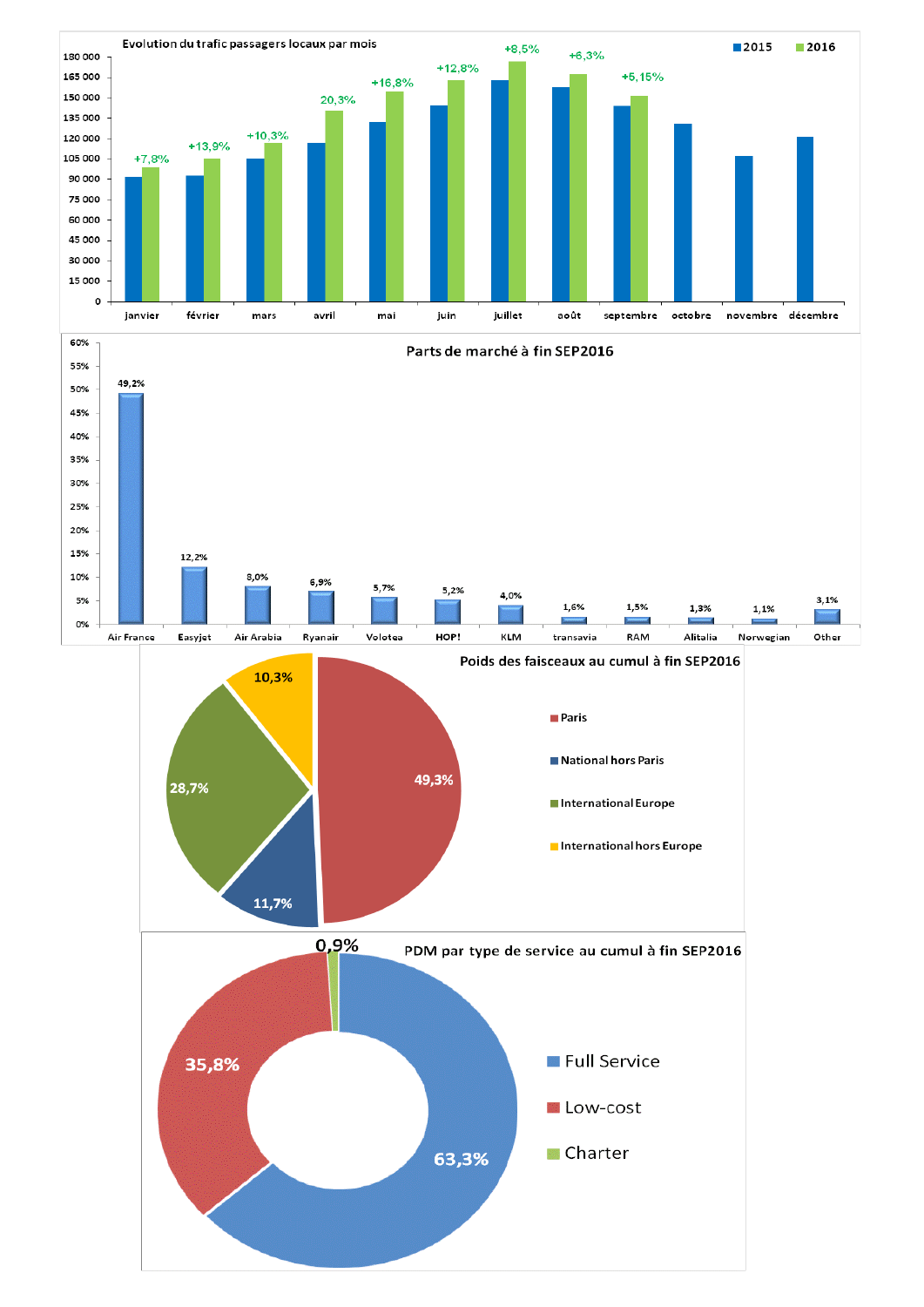Evolution du trafic passagers locaux par mois

2015
2016

180 000
165 000
150 000
135 000
120 000
105 000
90 000
75 000
60 000
45 000
30 000
15 000
0

+7,8%
+13,9%
+10,3%
20,3%
+16,8%
+12,8%
+8,5%
+6,3%
+5,15%

janvier
février
mars
avril
mai
juin
juillet
août
septembre
octobre
novembre
décembre

Parts de marché à fin SEP2016

60%
55%
50%
45%
40%
35%
30%
25%
20%
15%
10%
5%
0%

49,2%
12,2%
8,0%
6,9%
5,7%
5,2%
4,0%
1,6%
1,5%
1,3%
1,1%
3,1%

Air France
Easyjet
Air Arabia
Ryanair
Volotea
HOP!
KLM
transavia
RAM
Alitalia
Norwegian
Other

Poids des faisceaux au cumul à fin SEP2016

49,3%
11,7%
28,7%
10,3%

Paris
National hors Paris
International Europe
International hors Europe

PDM par type de service au cumul à fin SEP2016

63,3%
35,8%
0,9%

Full Service
Low-cost
Charter